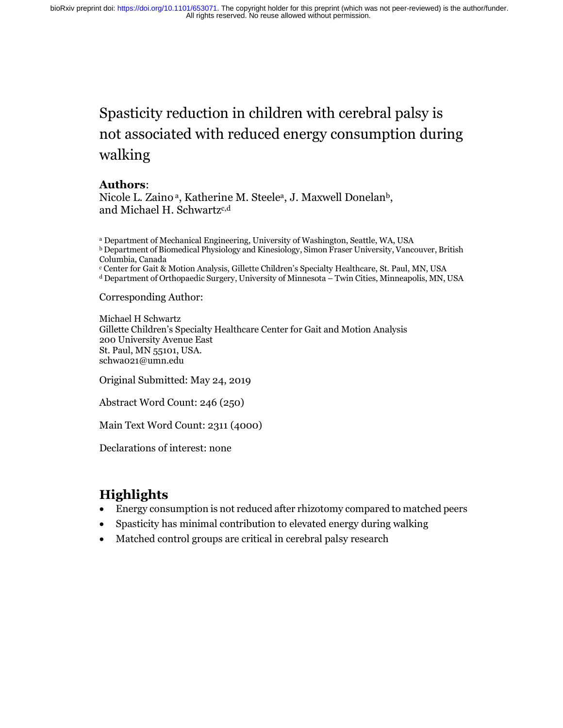# Spasticity reduction in children with cerebral palsy is not associated with reduced energy consumption during walking

**Authors**:
Nicole L. Zaino [a], Katherine M. Steele[a], J. Maxwell Donelan[b], and Michael H. Schwartz[c,d]

[a] Department of Mechanical Engineering, University of Washington, Seattle, WA, USA
[b] Department of Biomedical Physiology and Kinesiology, Simon Fraser University, Vancouver, British Columbia, Canada
[c] Center for Gait & Motion Analysis, Gillette Children's Specialty Healthcare, St. Paul, MN, USA
[d] Department of Orthopaedic Surgery, University of Minnesota – Twin Cities, Minneapolis, MN, USA

Corresponding Author:

Michael H Schwartz
Gillette Children's Specialty Healthcare Center for Gait and Motion Analysis
200 University Avenue East
St. Paul, MN 55101, USA.
schwa021@umn.edu

Original Submitted: May 24, 2019

Abstract Word Count: 246 (250)

Main Text Word Count: 2311 (4000)

Declarations of interest: none

## Highlights

- Energy consumption is not reduced after rhizotomy compared to matched peers
- Spasticity has minimal contribution to elevated energy during walking
- Matched control groups are critical in cerebral palsy research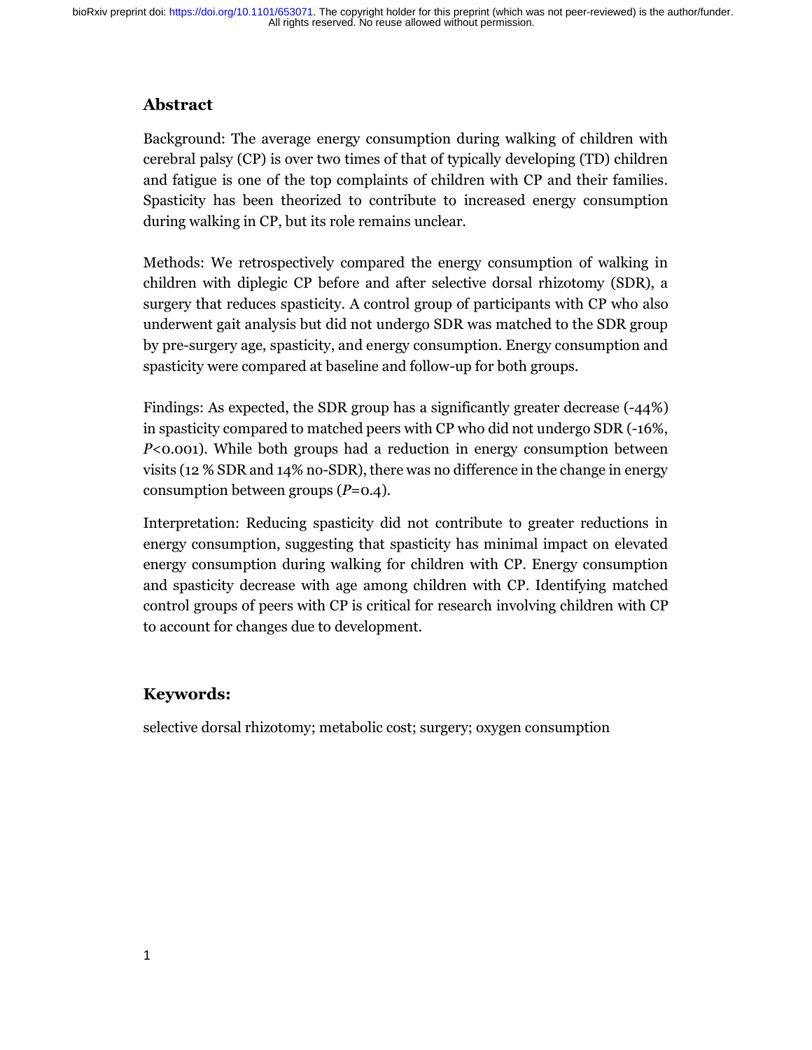## Abstract

Background: The average energy consumption during walking of children with cerebral palsy (CP) is over two times of that of typically developing (TD) children and fatigue is one of the top complaints of children with CP and their families. Spasticity has been theorized to contribute to increased energy consumption during walking in CP, but its role remains unclear.

Methods: We retrospectively compared the energy consumption of walking in children with diplegic CP before and after selective dorsal rhizotomy (SDR), a surgery that reduces spasticity. A control group of participants with CP who also underwent gait analysis but did not undergo SDR was matched to the SDR group by pre-surgery age, spasticity, and energy consumption. Energy consumption and spasticity were compared at baseline and follow-up for both groups.

Findings: As expected, the SDR group has a significantly greater decrease (-44%) in spasticity compared to matched peers with CP who did not undergo SDR (-16%, $P<0.001$). While both groups had a reduction in energy consumption between visits (12 % SDR and 14% no-SDR), there was no difference in the change in energy consumption between groups ($P=0.4$).

Interpretation: Reducing spasticity did not contribute to greater reductions in energy consumption, suggesting that spasticity has minimal impact on elevated energy consumption during walking for children with CP. Energy consumption and spasticity decrease with age among children with CP. Identifying matched control groups of peers with CP is critical for research involving children with CP to account for changes due to development.

## Keywords:

selective dorsal rhizotomy; metabolic cost; surgery; oxygen consumption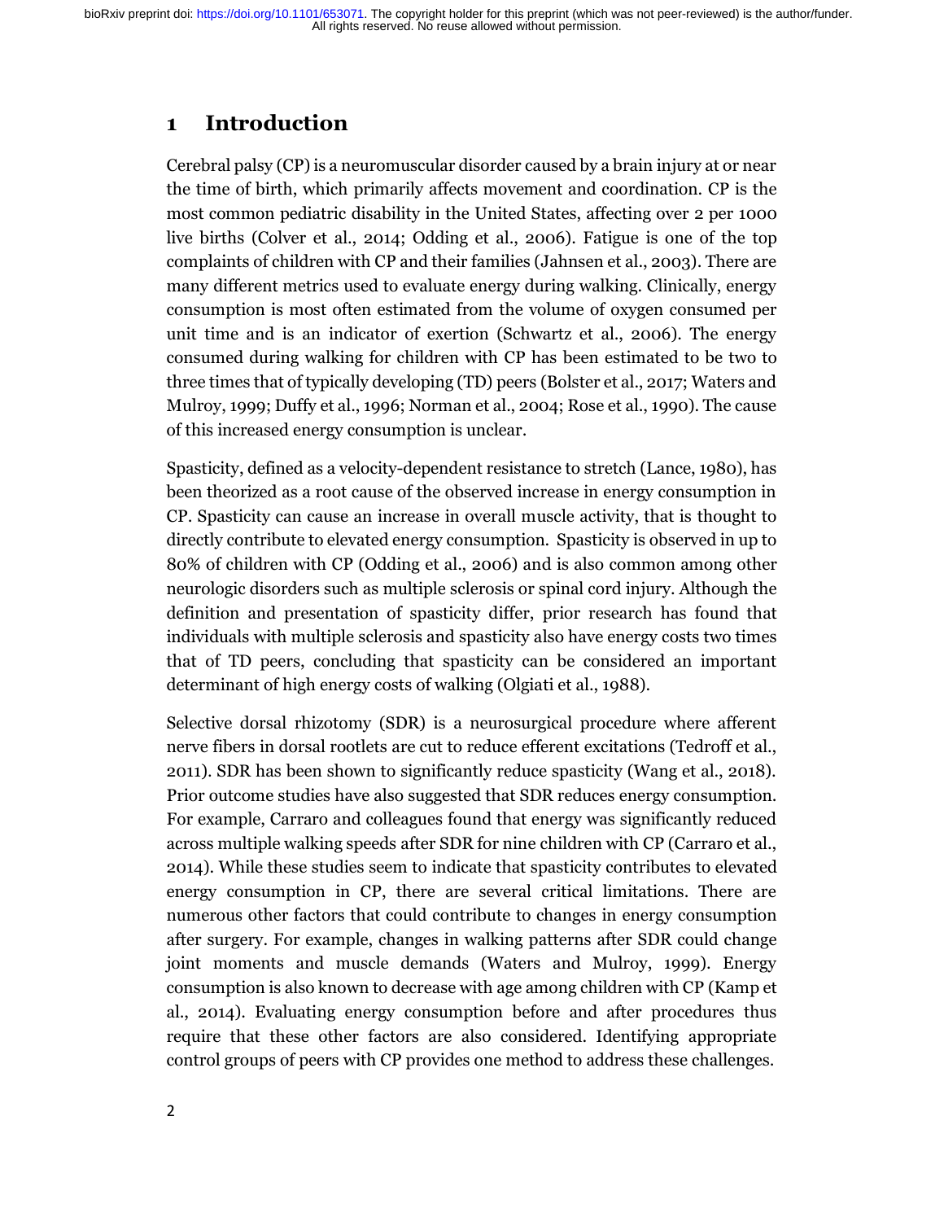# 1 Introduction

Cerebral palsy (CP) is a neuromuscular disorder caused by a brain injury at or near the time of birth, which primarily affects movement and coordination. CP is the most common pediatric disability in the United States, affecting over 2 per 1000 live births (Colver et al., 2014; Odding et al., 2006). Fatigue is one of the top complaints of children with CP and their families (Jahnsen et al., 2003). There are many different metrics used to evaluate energy during walking. Clinically, energy consumption is most often estimated from the volume of oxygen consumed per unit time and is an indicator of exertion (Schwartz et al., 2006). The energy consumed during walking for children with CP has been estimated to be two to three times that of typically developing (TD) peers (Bolster et al., 2017; Waters and Mulroy, 1999; Duffy et al., 1996; Norman et al., 2004; Rose et al., 1990). The cause of this increased energy consumption is unclear.

Spasticity, defined as a velocity-dependent resistance to stretch (Lance, 1980), has been theorized as a root cause of the observed increase in energy consumption in CP. Spasticity can cause an increase in overall muscle activity, that is thought to directly contribute to elevated energy consumption. Spasticity is observed in up to 80% of children with CP (Odding et al., 2006) and is also common among other neurologic disorders such as multiple sclerosis or spinal cord injury. Although the definition and presentation of spasticity differ, prior research has found that individuals with multiple sclerosis and spasticity also have energy costs two times that of TD peers, concluding that spasticity can be considered an important determinant of high energy costs of walking (Olgiati et al., 1988).

Selective dorsal rhizotomy (SDR) is a neurosurgical procedure where afferent nerve fibers in dorsal rootlets are cut to reduce efferent excitations (Tedroff et al., 2011). SDR has been shown to significantly reduce spasticity (Wang et al., 2018). Prior outcome studies have also suggested that SDR reduces energy consumption. For example, Carraro and colleagues found that energy was significantly reduced across multiple walking speeds after SDR for nine children with CP (Carraro et al., 2014). While these studies seem to indicate that spasticity contributes to elevated energy consumption in CP, there are several critical limitations. There are numerous other factors that could contribute to changes in energy consumption after surgery. For example, changes in walking patterns after SDR could change joint moments and muscle demands (Waters and Mulroy, 1999). Energy consumption is also known to decrease with age among children with CP (Kamp et al., 2014). Evaluating energy consumption before and after procedures thus require that these other factors are also considered. Identifying appropriate control groups of peers with CP provides one method to address these challenges.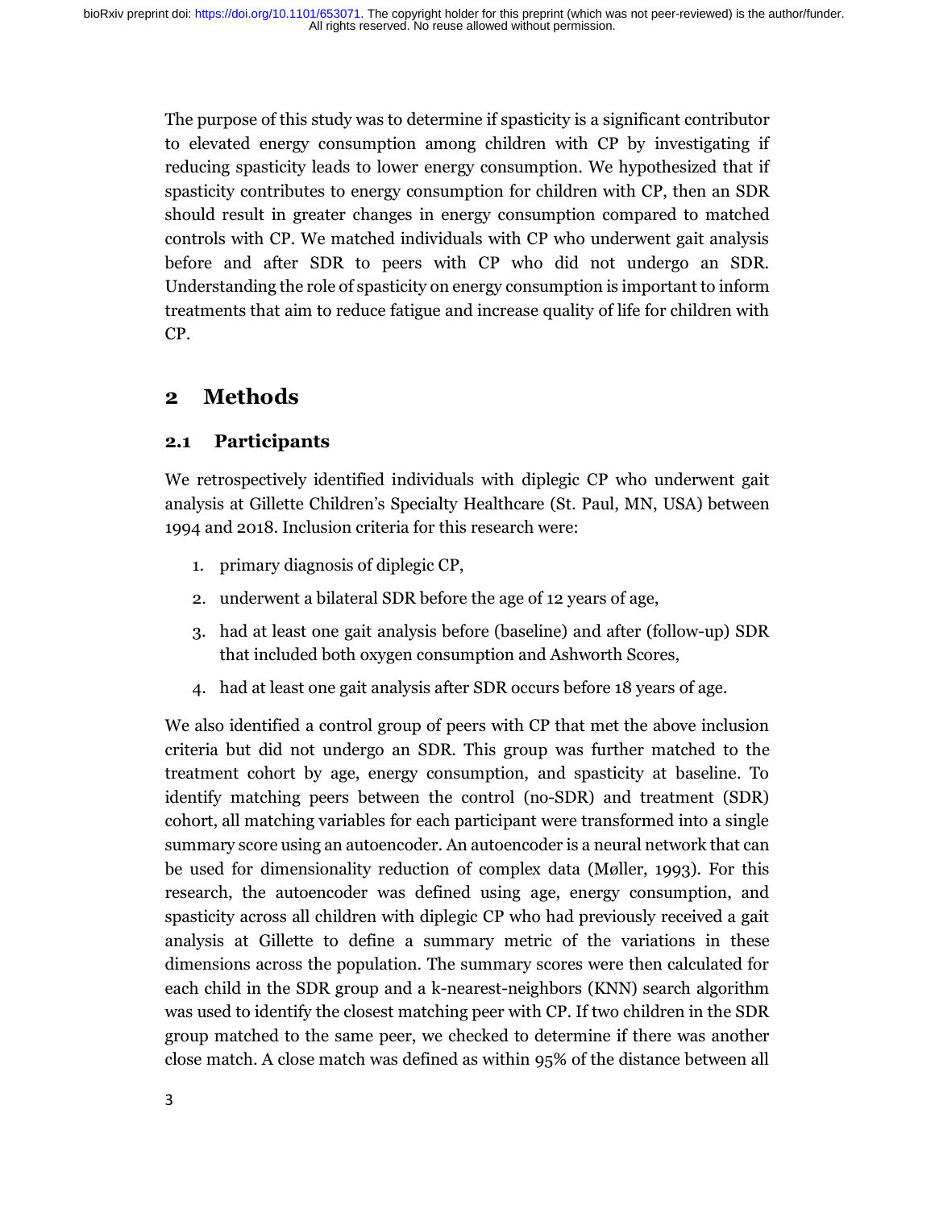The purpose of this study was to determine if spasticity is a significant contributor to elevated energy consumption among children with CP by investigating if reducing spasticity leads to lower energy consumption. We hypothesized that if spasticity contributes to energy consumption for children with CP, then an SDR should result in greater changes in energy consumption compared to matched controls with CP. We matched individuals with CP who underwent gait analysis before and after SDR to peers with CP who did not undergo an SDR. Understanding the role of spasticity on energy consumption is important to inform treatments that aim to reduce fatigue and increase quality of life for children with CP.

## 2 Methods

### 2.1 Participants

We retrospectively identified individuals with diplegic CP who underwent gait analysis at Gillette Children's Specialty Healthcare (St. Paul, MN, USA) between 1994 and 2018. Inclusion criteria for this research were:

1. primary diagnosis of diplegic CP,
2. underwent a bilateral SDR before the age of 12 years of age,
3. had at least one gait analysis before (baseline) and after (follow-up) SDR that included both oxygen consumption and Ashworth Scores,
4. had at least one gait analysis after SDR occurs before 18 years of age.

We also identified a control group of peers with CP that met the above inclusion criteria but did not undergo an SDR. This group was further matched to the treatment cohort by age, energy consumption, and spasticity at baseline. To identify matching peers between the control (no-SDR) and treatment (SDR) cohort, all matching variables for each participant were transformed into a single summary score using an autoencoder. An autoencoder is a neural network that can be used for dimensionality reduction of complex data (Møller, 1993). For this research, the autoencoder was defined using age, energy consumption, and spasticity across all children with diplegic CP who had previously received a gait analysis at Gillette to define a summary metric of the variations in these dimensions across the population. The summary scores were then calculated for each child in the SDR group and a k-nearest-neighbors (KNN) search algorithm was used to identify the closest matching peer with CP. If two children in the SDR group matched to the same peer, we checked to determine if there was another close match. A close match was defined as within 95% of the distance between all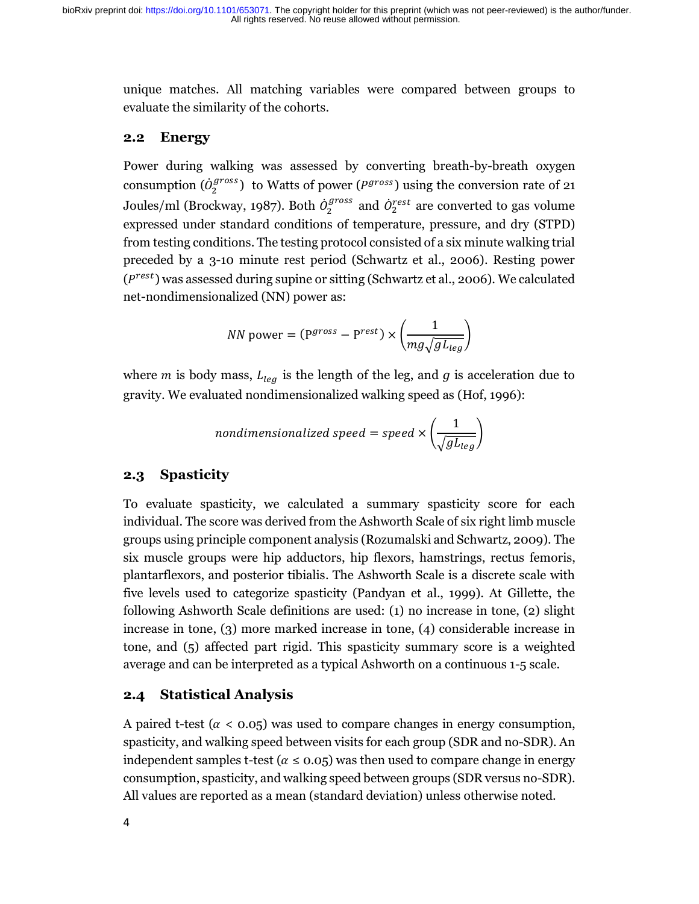unique matches. All matching variables were compared between groups to evaluate the similarity of the cohorts.

## 2.2 Energy

Power during walking was assessed by converting breath-by-breath oxygen consumption ($\dot{O}_2^{gross}$) to Watts of power ($P^{gross}$) using the conversion rate of 21 Joules/ml (Brockway, 1987). Both $\dot{O}_2^{gross}$ and $\dot{O}_2^{rest}$ are converted to gas volume expressed under standard conditions of temperature, pressure, and dry (STPD) from testing conditions. The testing protocol consisted of a six minute walking trial preceded by a 3-10 minute rest period (Schwartz et al., 2006). Resting power ($P^{rest}$) was assessed during supine or sitting (Schwartz et al., 2006). We calculated net-nondimensionalized (NN) power as:

$$NN \text{ power} = (\mathrm{P}^{gross} - \mathrm{P}^{rest}) \times \left(\frac{1}{mg\sqrt{gL_{leg}}}\right)$$

where $m$ is body mass, $L_{leg}$ is the length of the leg, and $g$ is acceleration due to gravity. We evaluated nondimensionalized walking speed as (Hof, 1996):

$$nondimensionalized\ speed = speed \times \left(\frac{1}{\sqrt{gL_{leg}}}\right)$$

## 2.3 Spasticity

To evaluate spasticity, we calculated a summary spasticity score for each individual. The score was derived from the Ashworth Scale of six right limb muscle groups using principle component analysis (Rozumalski and Schwartz, 2009). The six muscle groups were hip adductors, hip flexors, hamstrings, rectus femoris, plantarflexors, and posterior tibialis. The Ashworth Scale is a discrete scale with five levels used to categorize spasticity (Pandyan et al., 1999). At Gillette, the following Ashworth Scale definitions are used: (1) no increase in tone, (2) slight increase in tone, (3) more marked increase in tone, (4) considerable increase in tone, and (5) affected part rigid. This spasticity summary score is a weighted average and can be interpreted as a typical Ashworth on a continuous 1-5 scale.

## 2.4 Statistical Analysis

A paired t-test ($\alpha < 0.05$) was used to compare changes in energy consumption, spasticity, and walking speed between visits for each group (SDR and no-SDR). An independent samples t-test ($\alpha \leq 0.05$) was then used to compare change in energy consumption, spasticity, and walking speed between groups (SDR versus no-SDR). All values are reported as a mean (standard deviation) unless otherwise noted.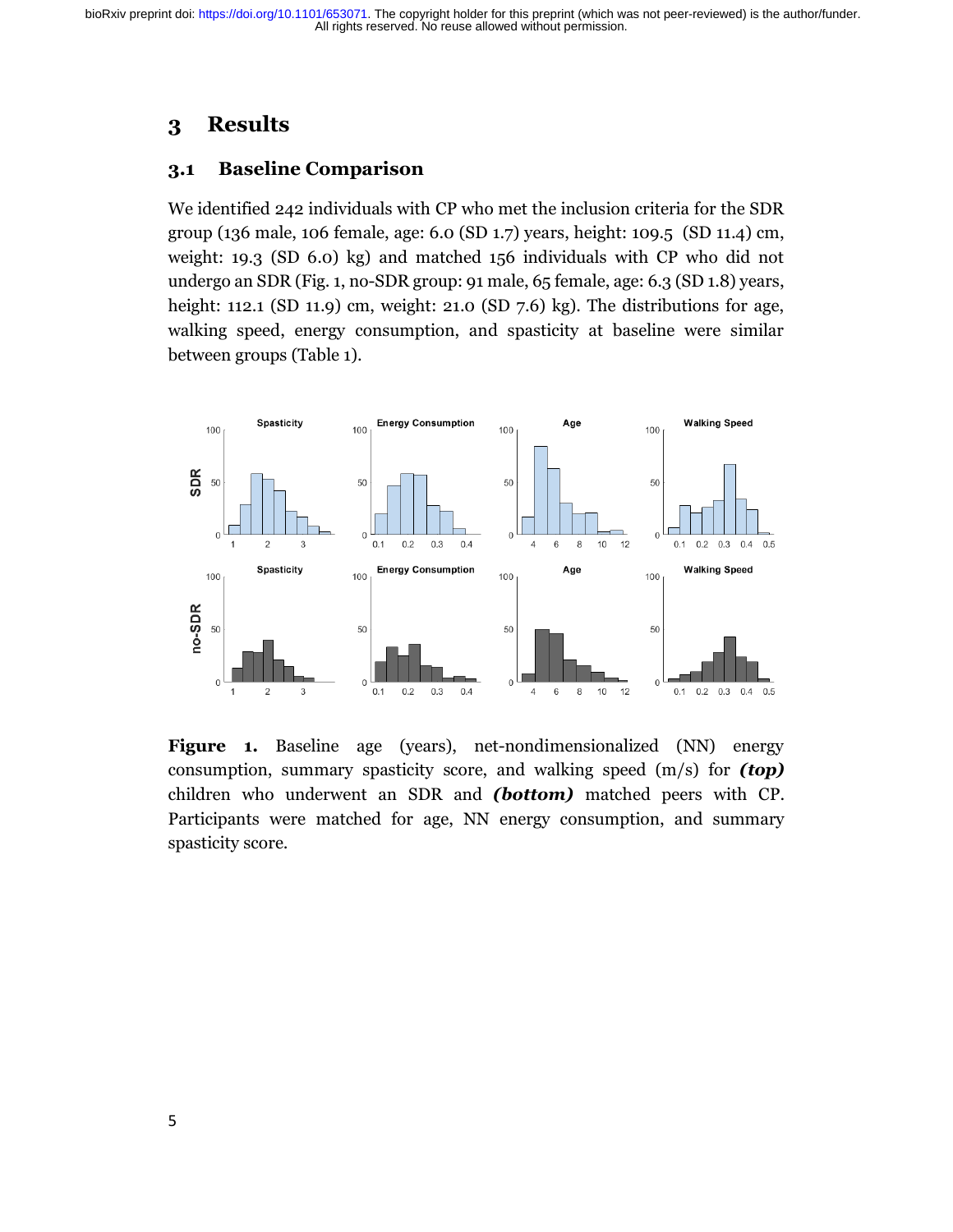# 3 Results

## 3.1 Baseline Comparison

We identified 242 individuals with CP who met the inclusion criteria for the SDR group (136 male, 106 female, age: 6.0 (SD 1.7) years, height: 109.5 (SD 11.4) cm, weight: 19.3 (SD 6.0) kg) and matched 156 individuals with CP who did not undergo an SDR (Fig. 1, no-SDR group: 91 male, 65 female, age: 6.3 (SD 1.8) years, height: 112.1 (SD 11.9) cm, weight: 21.0 (SD 7.6) kg). The distributions for age, walking speed, energy consumption, and spasticity at baseline were similar between groups (Table 1).

**Figure 1.** Baseline age (years), net-nondimensionalized (NN) energy consumption, summary spasticity score, and walking speed (m/s) for ***(top)*** children who underwent an SDR and ***(bottom)*** matched peers with CP. Participants were matched for age, NN energy consumption, and summary spasticity score.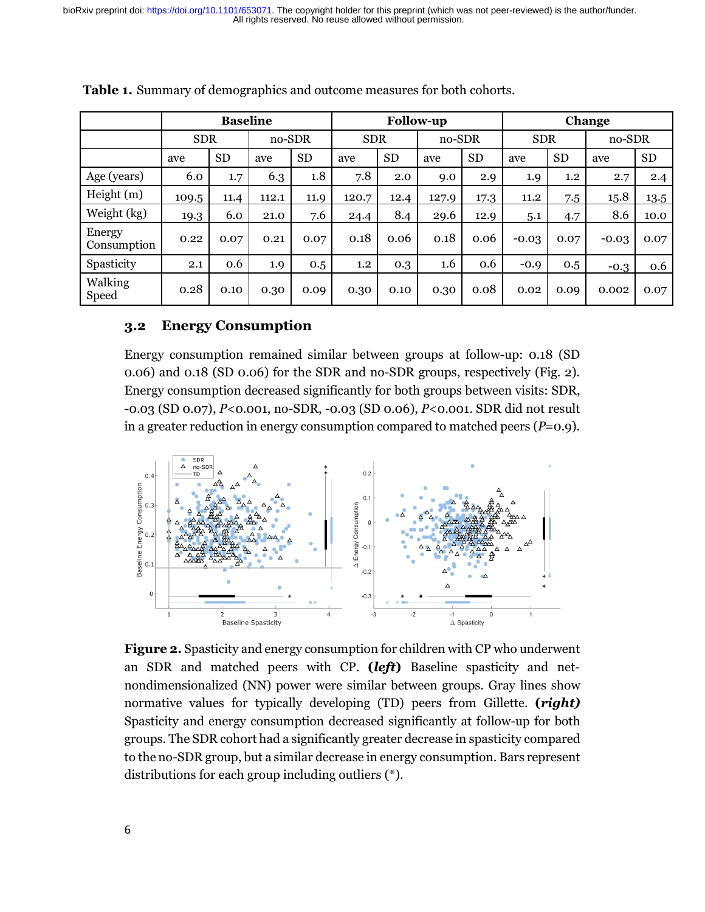**Table 1.** Summary of demographics and outcome measures for both cohorts.

| | Baseline | | | | Follow-up | | | | Change | | | |
|---|---|---|---|---|---|---|---|---|---|---|---|---|
| | SDR | | no-SDR | | SDR | | no-SDR | | SDR | | no-SDR | |
| | ave | SD | ave | SD | ave | SD | ave | SD | ave | SD | ave | SD |
| Age (years) | 6.0 | 1.7 | 6.3 | 1.8 | 7.8 | 2.0 | 9.0 | 2.9 | 1.9 | 1.2 | 2.7 | 2.4 |
| Height (m) | 109.5 | 11.4 | 112.1 | 11.9 | 120.7 | 12.4 | 127.9 | 17.3 | 11.2 | 7.5 | 15.8 | 13.5 |
| Weight (kg) | 19.3 | 6.0 | 21.0 | 7.6 | 24.4 | 8.4 | 29.6 | 12.9 | 5.1 | 4.7 | 8.6 | 10.0 |
| Energy Consumption | 0.22 | 0.07 | 0.21 | 0.07 | 0.18 | 0.06 | 0.18 | 0.06 | -0.03 | 0.07 | -0.03 | 0.07 |
| Spasticity | 2.1 | 0.6 | 1.9 | 0.5 | 1.2 | 0.3 | 1.6 | 0.6 | -0.9 | 0.5 | -0.3 | 0.6 |
| Walking Speed | 0.28 | 0.10 | 0.30 | 0.09 | 0.30 | 0.10 | 0.30 | 0.08 | 0.02 | 0.09 | 0.002 | 0.07 |

### 3.2 Energy Consumption

Energy consumption remained similar between groups at follow-up: 0.18 (SD 0.06) and 0.18 (SD 0.06) for the SDR and no-SDR groups, respectively (Fig. 2). Energy consumption decreased significantly for both groups between visits: SDR, -0.03 (SD 0.07), $P<0.001$, no-SDR, -0.03 (SD 0.06), $P<0.001$. SDR did not result in a greater reduction in energy consumption compared to matched peers ($P=0.9$).

**Figure 2.** Spasticity and energy consumption for children with CP who underwent an SDR and matched peers with CP. ***(left)*** Baseline spasticity and net-nondimensionalized (NN) power were similar between groups. Gray lines show normative values for typically developing (TD) peers from Gillette. ***(right)*** Spasticity and energy consumption decreased significantly at follow-up for both groups. The SDR cohort had a significantly greater decrease in spasticity compared to the no-SDR group, but a similar decrease in energy consumption. Bars represent distributions for each group including outliers (*).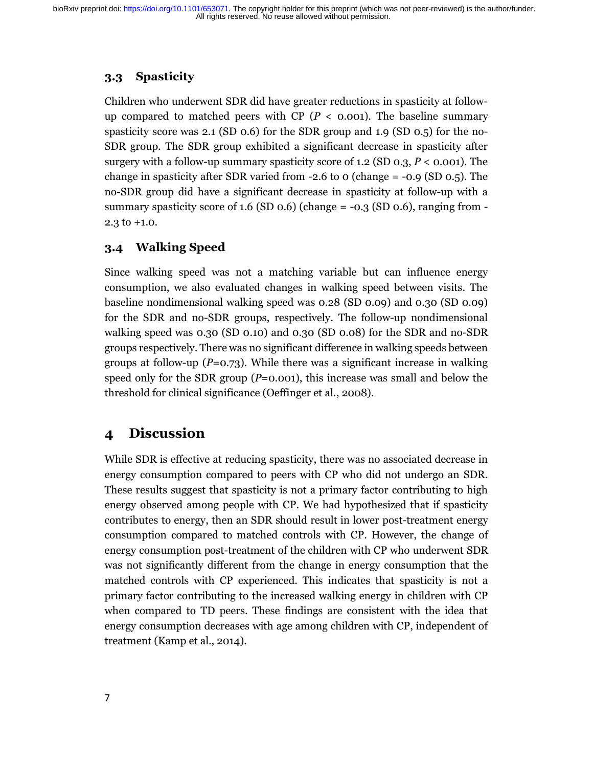### 3.3 Spasticity

Children who underwent SDR did have greater reductions in spasticity at follow-up compared to matched peers with CP ($P < 0.001$). The baseline summary spasticity score was 2.1 (SD 0.6) for the SDR group and 1.9 (SD 0.5) for the no-SDR group. The SDR group exhibited a significant decrease in spasticity after surgery with a follow-up summary spasticity score of 1.2 (SD 0.3, $P < 0.001$). The change in spasticity after SDR varied from -2.6 to 0 (change = -0.9 (SD 0.5). The no-SDR group did have a significant decrease in spasticity at follow-up with a summary spasticity score of 1.6 (SD 0.6) (change = -0.3 (SD 0.6), ranging from -2.3 to +1.0.

### 3.4 Walking Speed

Since walking speed was not a matching variable but can influence energy consumption, we also evaluated changes in walking speed between visits. The baseline nondimensional walking speed was 0.28 (SD 0.09) and 0.30 (SD 0.09) for the SDR and no-SDR groups, respectively. The follow-up nondimensional walking speed was 0.30 (SD 0.10) and 0.30 (SD 0.08) for the SDR and no-SDR groups respectively. There was no significant difference in walking speeds between groups at follow-up ($P$=0.73). While there was a significant increase in walking speed only for the SDR group ($P$=0.001), this increase was small and below the threshold for clinical significance (Oeffinger et al., 2008).

## 4 Discussion

While SDR is effective at reducing spasticity, there was no associated decrease in energy consumption compared to peers with CP who did not undergo an SDR. These results suggest that spasticity is not a primary factor contributing to high energy observed among people with CP. We had hypothesized that if spasticity contributes to energy, then an SDR should result in lower post-treatment energy consumption compared to matched controls with CP. However, the change of energy consumption post-treatment of the children with CP who underwent SDR was not significantly different from the change in energy consumption that the matched controls with CP experienced. This indicates that spasticity is not a primary factor contributing to the increased walking energy in children with CP when compared to TD peers. These findings are consistent with the idea that energy consumption decreases with age among children with CP, independent of treatment (Kamp et al., 2014).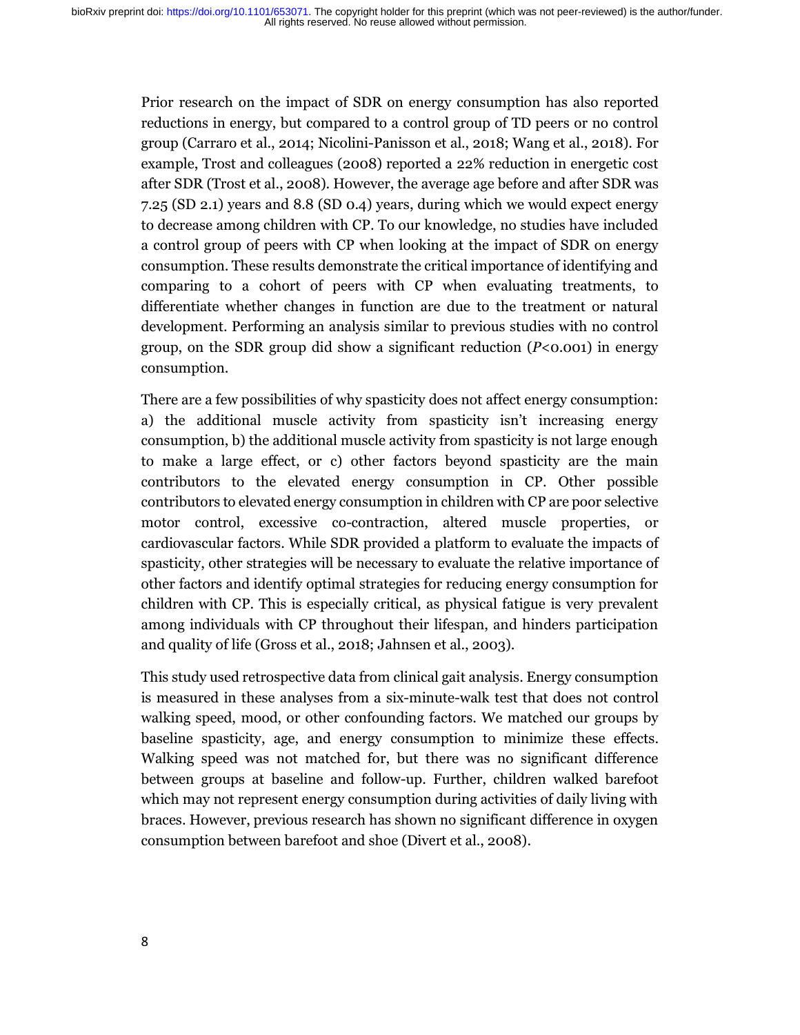Prior research on the impact of SDR on energy consumption has also reported reductions in energy, but compared to a control group of TD peers or no control group (Carraro et al., 2014; Nicolini-Panisson et al., 2018; Wang et al., 2018). For example, Trost and colleagues (2008) reported a 22% reduction in energetic cost after SDR (Trost et al., 2008). However, the average age before and after SDR was 7.25 (SD 2.1) years and 8.8 (SD 0.4) years, during which we would expect energy to decrease among children with CP. To our knowledge, no studies have included a control group of peers with CP when looking at the impact of SDR on energy consumption. These results demonstrate the critical importance of identifying and comparing to a cohort of peers with CP when evaluating treatments, to differentiate whether changes in function are due to the treatment or natural development. Performing an analysis similar to previous studies with no control group, on the SDR group did show a significant reduction ($P<0.001$) in energy consumption.

There are a few possibilities of why spasticity does not affect energy consumption: a) the additional muscle activity from spasticity isn't increasing energy consumption, b) the additional muscle activity from spasticity is not large enough to make a large effect, or c) other factors beyond spasticity are the main contributors to the elevated energy consumption in CP. Other possible contributors to elevated energy consumption in children with CP are poor selective motor control, excessive co-contraction, altered muscle properties, or cardiovascular factors. While SDR provided a platform to evaluate the impacts of spasticity, other strategies will be necessary to evaluate the relative importance of other factors and identify optimal strategies for reducing energy consumption for children with CP. This is especially critical, as physical fatigue is very prevalent among individuals with CP throughout their lifespan, and hinders participation and quality of life (Gross et al., 2018; Jahnsen et al., 2003).

This study used retrospective data from clinical gait analysis. Energy consumption is measured in these analyses from a six-minute-walk test that does not control walking speed, mood, or other confounding factors. We matched our groups by baseline spasticity, age, and energy consumption to minimize these effects. Walking speed was not matched for, but there was no significant difference between groups at baseline and follow-up. Further, children walked barefoot which may not represent energy consumption during activities of daily living with braces. However, previous research has shown no significant difference in oxygen consumption between barefoot and shoe (Divert et al., 2008).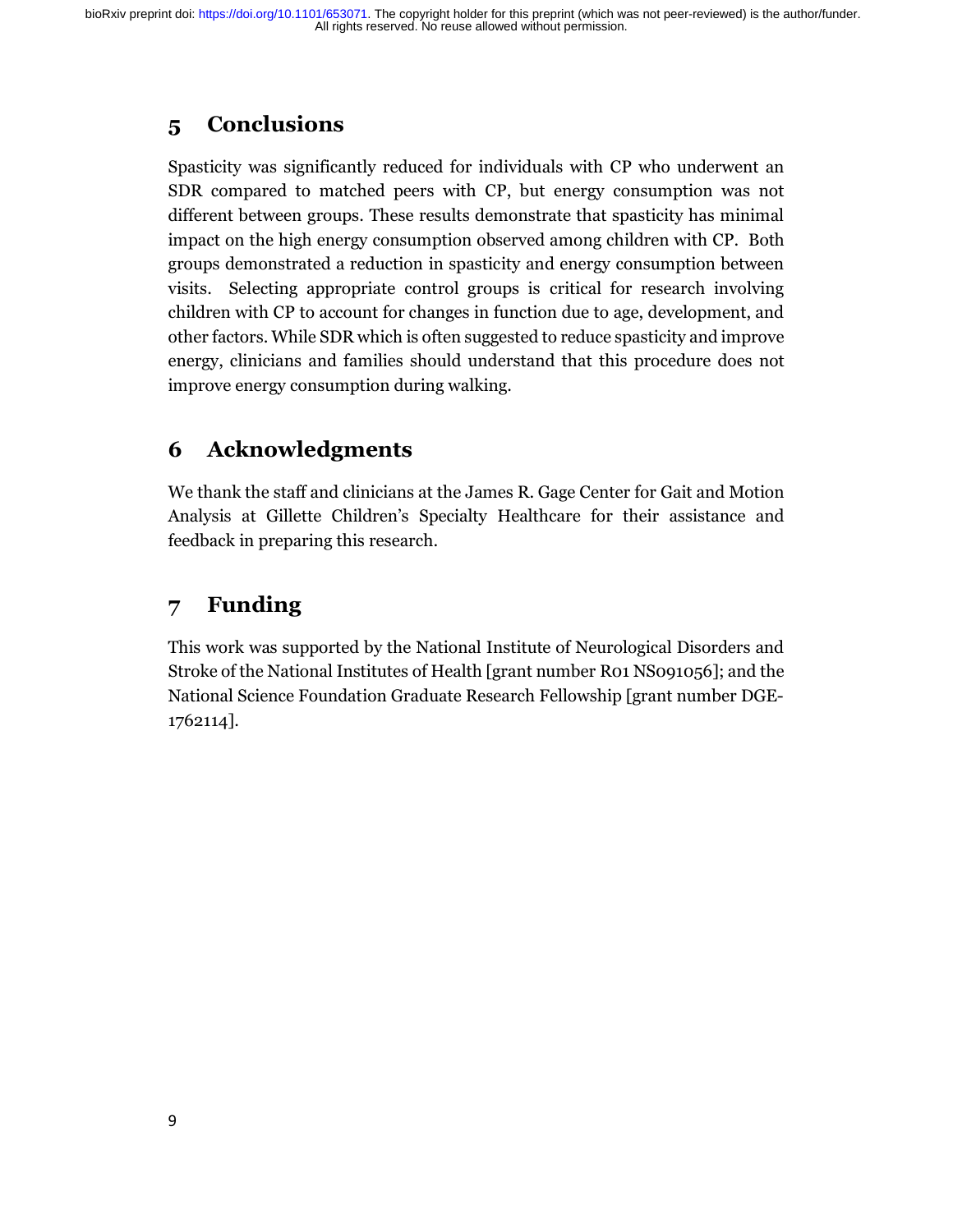## 5 Conclusions

Spasticity was significantly reduced for individuals with CP who underwent an SDR compared to matched peers with CP, but energy consumption was not different between groups. These results demonstrate that spasticity has minimal impact on the high energy consumption observed among children with CP. Both groups demonstrated a reduction in spasticity and energy consumption between visits. Selecting appropriate control groups is critical for research involving children with CP to account for changes in function due to age, development, and other factors. While SDR which is often suggested to reduce spasticity and improve energy, clinicians and families should understand that this procedure does not improve energy consumption during walking.

## 6 Acknowledgments

We thank the staff and clinicians at the James R. Gage Center for Gait and Motion Analysis at Gillette Children's Specialty Healthcare for their assistance and feedback in preparing this research.

## 7 Funding

This work was supported by the National Institute of Neurological Disorders and Stroke of the National Institutes of Health [grant number R01 NS091056]; and the National Science Foundation Graduate Research Fellowship [grant number DGE-1762114].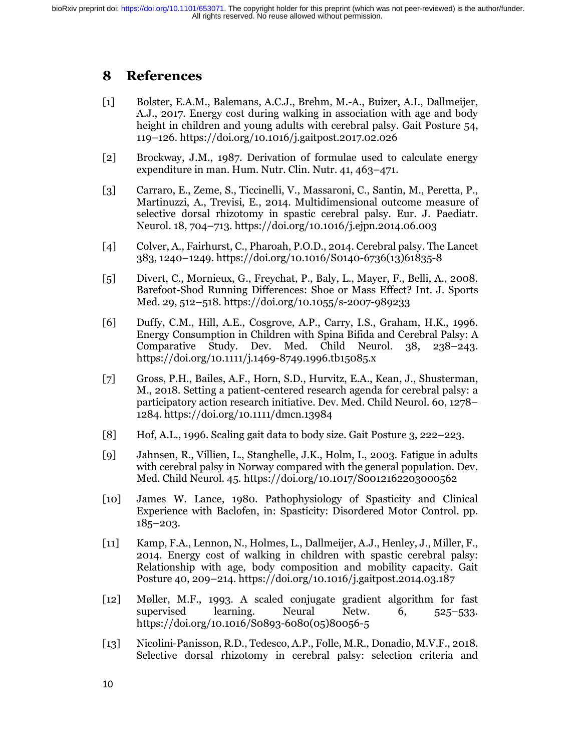# 8 References

[1] Bolster, E.A.M., Balemans, A.C.J., Brehm, M.-A., Buizer, A.I., Dallmeijer, A.J., 2017. Energy cost during walking in association with age and body height in children and young adults with cerebral palsy. Gait Posture 54, 119–126. https://doi.org/10.1016/j.gaitpost.2017.02.026

[2] Brockway, J.M., 1987. Derivation of formulae used to calculate energy expenditure in man. Hum. Nutr. Clin. Nutr. 41, 463–471.

[3] Carraro, E., Zeme, S., Ticcinelli, V., Massaroni, C., Santin, M., Peretta, P., Martinuzzi, A., Trevisi, E., 2014. Multidimensional outcome measure of selective dorsal rhizotomy in spastic cerebral palsy. Eur. J. Paediatr. Neurol. 18, 704–713. https://doi.org/10.1016/j.ejpn.2014.06.003

[4] Colver, A., Fairhurst, C., Pharoah, P.O.D., 2014. Cerebral palsy. The Lancet 383, 1240–1249. https://doi.org/10.1016/S0140-6736(13)61835-8

[5] Divert, C., Mornieux, G., Freychat, P., Baly, L., Mayer, F., Belli, A., 2008. Barefoot-Shod Running Differences: Shoe or Mass Effect? Int. J. Sports Med. 29, 512–518. https://doi.org/10.1055/s-2007-989233

[6] Duffy, C.M., Hill, A.E., Cosgrove, A.P., Carry, I.S., Graham, H.K., 1996. Energy Consumption in Children with Spina Bifida and Cerebral Palsy: A Comparative Study. Dev. Med. Child Neurol. 38, 238–243. https://doi.org/10.1111/j.1469-8749.1996.tb15085.x

[7] Gross, P.H., Bailes, A.F., Horn, S.D., Hurvitz, E.A., Kean, J., Shusterman, M., 2018. Setting a patient-centered research agenda for cerebral palsy: a participatory action research initiative. Dev. Med. Child Neurol. 60, 1278–1284. https://doi.org/10.1111/dmcn.13984

[8] Hof, A.L., 1996. Scaling gait data to body size. Gait Posture 3, 222–223.

[9] Jahnsen, R., Villien, L., Stanghelle, J.K., Holm, I., 2003. Fatigue in adults with cerebral palsy in Norway compared with the general population. Dev. Med. Child Neurol. 45. https://doi.org/10.1017/S0012162203000562

[10] James W. Lance, 1980. Pathophysiology of Spasticity and Clinical Experience with Baclofen, in: Spasticity: Disordered Motor Control. pp. 185–203.

[11] Kamp, F.A., Lennon, N., Holmes, L., Dallmeijer, A.J., Henley, J., Miller, F., 2014. Energy cost of walking in children with spastic cerebral palsy: Relationship with age, body composition and mobility capacity. Gait Posture 40, 209–214. https://doi.org/10.1016/j.gaitpost.2014.03.187

[12] Møller, M.F., 1993. A scaled conjugate gradient algorithm for fast supervised learning. Neural Netw. 6, 525–533. https://doi.org/10.1016/S0893-6080(05)80056-5

[13] Nicolini-Panisson, R.D., Tedesco, A.P., Folle, M.R., Donadio, M.V.F., 2018. Selective dorsal rhizotomy in cerebral palsy: selection criteria and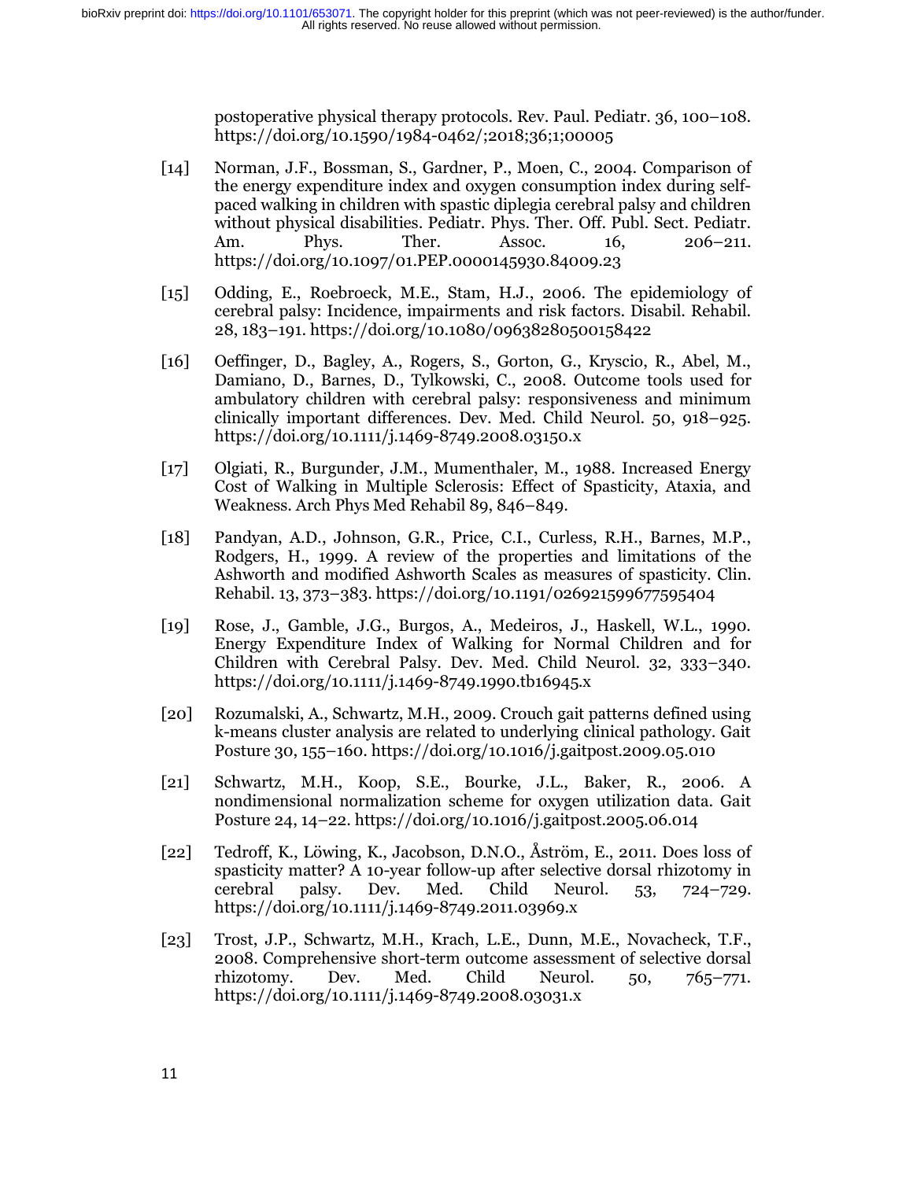postoperative physical therapy protocols. Rev. Paul. Pediatr. 36, 100–108. https://doi.org/10.1590/1984-0462/;2018;36;1;00005

[14] Norman, J.F., Bossman, S., Gardner, P., Moen, C., 2004. Comparison of the energy expenditure index and oxygen consumption index during self-paced walking in children with spastic diplegia cerebral palsy and children without physical disabilities. Pediatr. Phys. Ther. Off. Publ. Sect. Pediatr. Am. Phys. Ther. Assoc. 16, 206–211. https://doi.org/10.1097/01.PEP.0000145930.84009.23

[15] Odding, E., Roebroeck, M.E., Stam, H.J., 2006. The epidemiology of cerebral palsy: Incidence, impairments and risk factors. Disabil. Rehabil. 28, 183–191. https://doi.org/10.1080/09638280500158422

[16] Oeffinger, D., Bagley, A., Rogers, S., Gorton, G., Kryscio, R., Abel, M., Damiano, D., Barnes, D., Tylkowski, C., 2008. Outcome tools used for ambulatory children with cerebral palsy: responsiveness and minimum clinically important differences. Dev. Med. Child Neurol. 50, 918–925. https://doi.org/10.1111/j.1469-8749.2008.03150.x

[17] Olgiati, R., Burgunder, J.M., Mumenthaler, M., 1988. Increased Energy Cost of Walking in Multiple Sclerosis: Effect of Spasticity, Ataxia, and Weakness. Arch Phys Med Rehabil 89, 846–849.

[18] Pandyan, A.D., Johnson, G.R., Price, C.I., Curless, R.H., Barnes, M.P., Rodgers, H., 1999. A review of the properties and limitations of the Ashworth and modified Ashworth Scales as measures of spasticity. Clin. Rehabil. 13, 373–383. https://doi.org/10.1191/026921599677595404

[19] Rose, J., Gamble, J.G., Burgos, A., Medeiros, J., Haskell, W.L., 1990. Energy Expenditure Index of Walking for Normal Children and for Children with Cerebral Palsy. Dev. Med. Child Neurol. 32, 333–340. https://doi.org/10.1111/j.1469-8749.1990.tb16945.x

[20] Rozumalski, A., Schwartz, M.H., 2009. Crouch gait patterns defined using k-means cluster analysis are related to underlying clinical pathology. Gait Posture 30, 155–160. https://doi.org/10.1016/j.gaitpost.2009.05.010

[21] Schwartz, M.H., Koop, S.E., Bourke, J.L., Baker, R., 2006. A nondimensional normalization scheme for oxygen utilization data. Gait Posture 24, 14–22. https://doi.org/10.1016/j.gaitpost.2005.06.014

[22] Tedroff, K., Löwing, K., Jacobson, D.N.O., Åström, E., 2011. Does loss of spasticity matter? A 10-year follow-up after selective dorsal rhizotomy in cerebral palsy. Dev. Med. Child Neurol. 53, 724–729. https://doi.org/10.1111/j.1469-8749.2011.03969.x

[23] Trost, J.P., Schwartz, M.H., Krach, L.E., Dunn, M.E., Novacheck, T.F., 2008. Comprehensive short-term outcome assessment of selective dorsal rhizotomy. Dev. Med. Child Neurol. 50, 765–771. https://doi.org/10.1111/j.1469-8749.2008.03031.x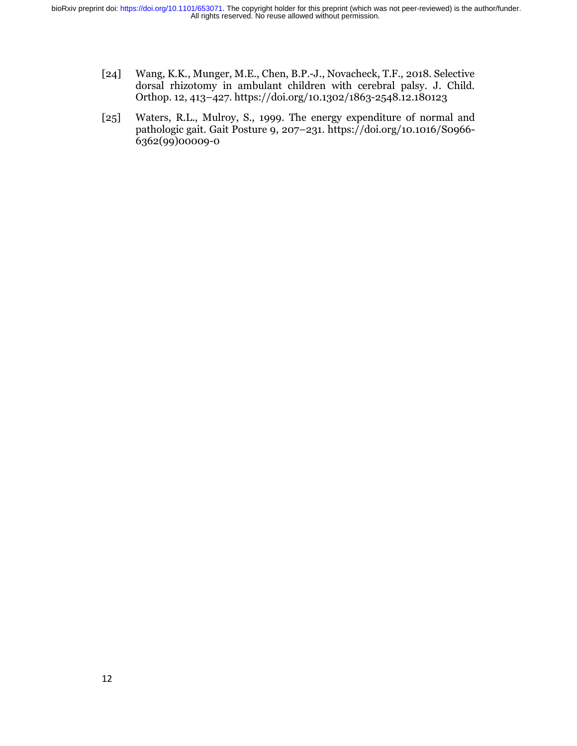[24] Wang, K.K., Munger, M.E., Chen, B.P.-J., Novacheck, T.F., 2018. Selective dorsal rhizotomy in ambulant children with cerebral palsy. J. Child. Orthop. 12, 413–427. https://doi.org/10.1302/1863-2548.12.180123

[25] Waters, R.L., Mulroy, S., 1999. The energy expenditure of normal and pathologic gait. Gait Posture 9, 207–231. https://doi.org/10.1016/S0966-6362(99)00009-0